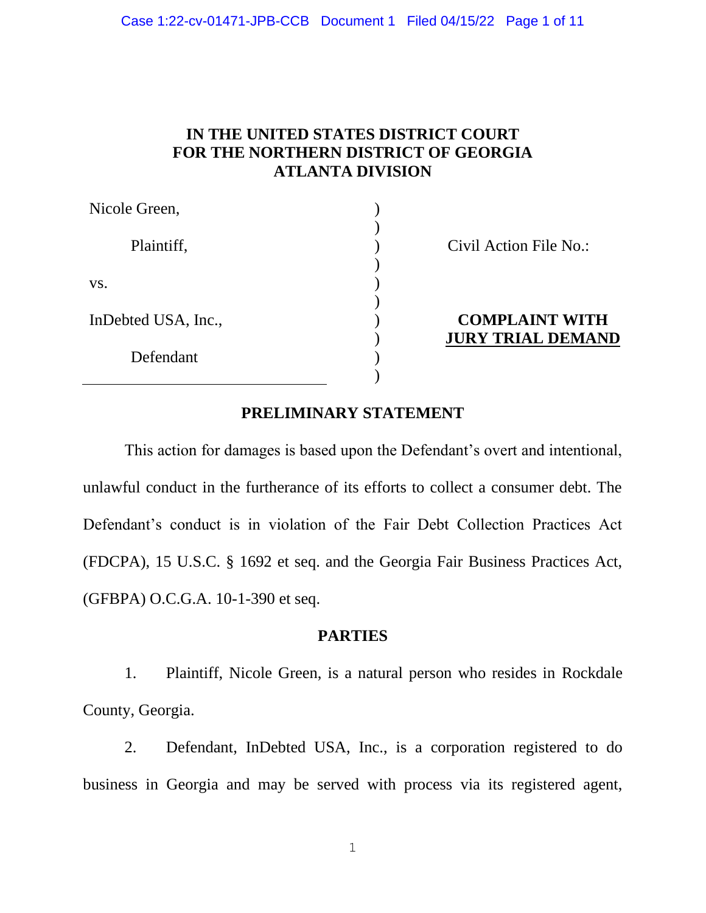# IN THE UNITED STATES DISTRICT COURT
# FOR THE NORTHERN DISTRICT OF GEORGIA
# ATLANTA DIVISION

| | | |
|---|---|---|
| Nicole Green, | ) | |
| | ) | |
| Plaintiff, | ) | Civil Action File No.: |
| | ) | |
| vs. | ) | |
| | ) | |
| InDebted USA, Inc., | ) | **COMPLAINT WITH** |
| | ) | **JURY TRIAL DEMAND** |
| Defendant | ) | |
| | ) | |

## PRELIMINARY STATEMENT

This action for damages is based upon the Defendant's overt and intentional, unlawful conduct in the furtherance of its efforts to collect a consumer debt. The Defendant's conduct is in violation of the Fair Debt Collection Practices Act (FDCPA), 15 U.S.C. § 1692 et seq. and the Georgia Fair Business Practices Act, (GFBPA) O.C.G.A. 10-1-390 et seq.

## PARTIES

1. Plaintiff, Nicole Green, is a natural person who resides in Rockdale County, Georgia.

2. Defendant, InDebted USA, Inc., is a corporation registered to do business in Georgia and may be served with process via its registered agent,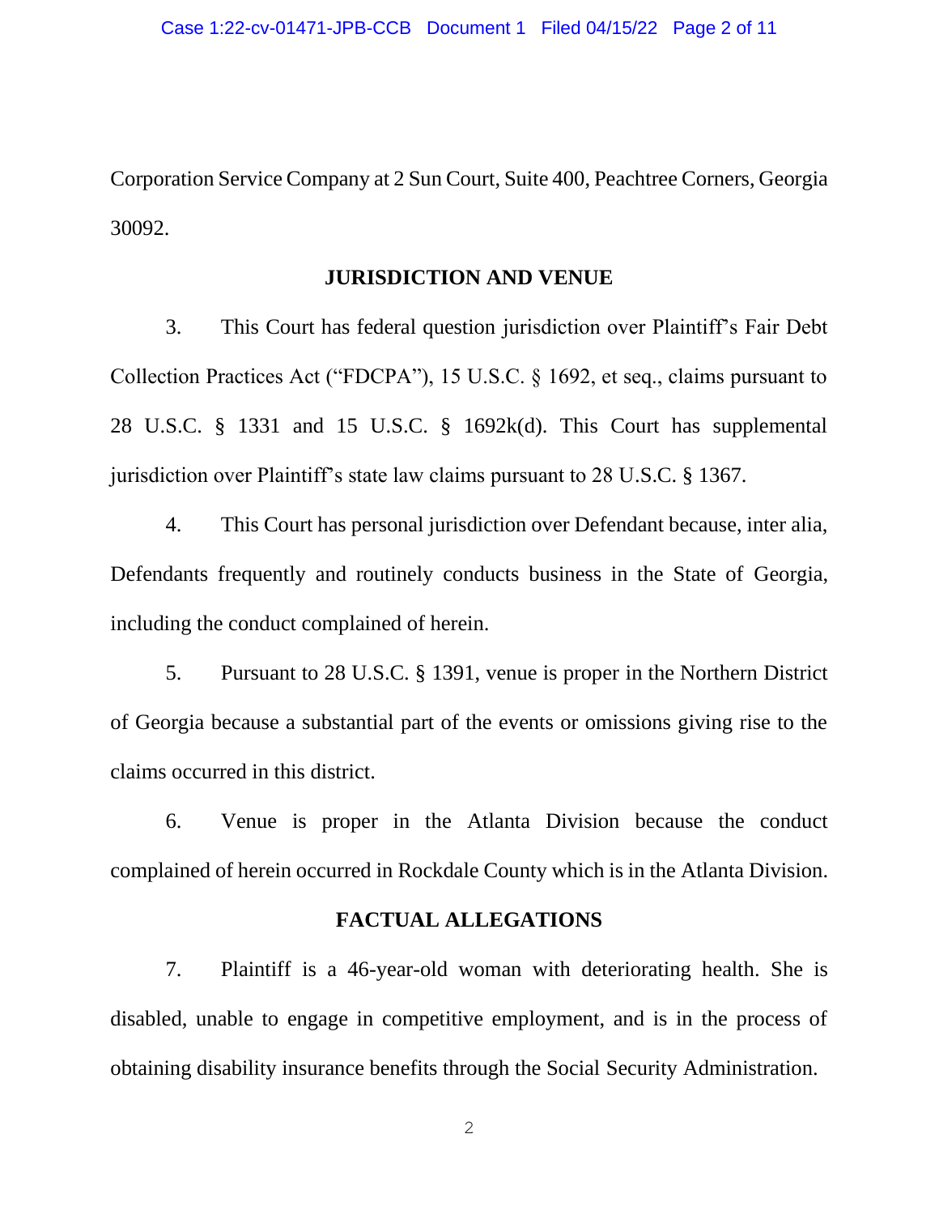Corporation Service Company at 2 Sun Court, Suite 400, Peachtree Corners, Georgia 30092.

## JURISDICTION AND VENUE

3. This Court has federal question jurisdiction over Plaintiff's Fair Debt Collection Practices Act ("FDCPA"), 15 U.S.C. § 1692, et seq., claims pursuant to 28 U.S.C. § 1331 and 15 U.S.C. § 1692k(d). This Court has supplemental jurisdiction over Plaintiff's state law claims pursuant to 28 U.S.C. § 1367.

4. This Court has personal jurisdiction over Defendant because, inter alia, Defendants frequently and routinely conducts business in the State of Georgia, including the conduct complained of herein.

5. Pursuant to 28 U.S.C. § 1391, venue is proper in the Northern District of Georgia because a substantial part of the events or omissions giving rise to the claims occurred in this district.

6. Venue is proper in the Atlanta Division because the conduct complained of herein occurred in Rockdale County which is in the Atlanta Division.

## FACTUAL ALLEGATIONS

7. Plaintiff is a 46-year-old woman with deteriorating health. She is disabled, unable to engage in competitive employment, and is in the process of obtaining disability insurance benefits through the Social Security Administration.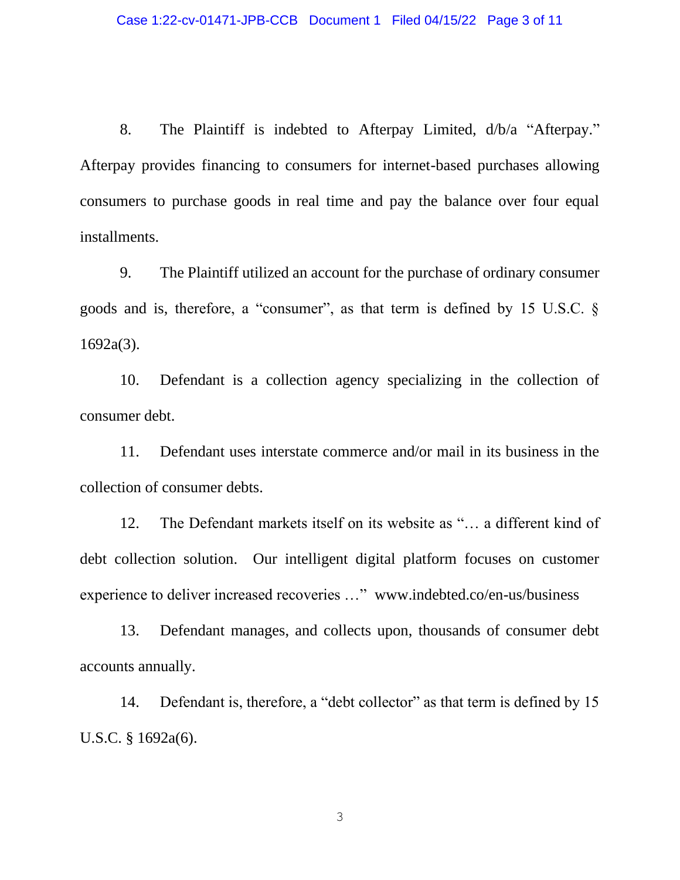8. The Plaintiff is indebted to Afterpay Limited, d/b/a "Afterpay." Afterpay provides financing to consumers for internet-based purchases allowing consumers to purchase goods in real time and pay the balance over four equal installments.

9. The Plaintiff utilized an account for the purchase of ordinary consumer goods and is, therefore, a "consumer", as that term is defined by 15 U.S.C. § 1692a(3).

10. Defendant is a collection agency specializing in the collection of consumer debt.

11. Defendant uses interstate commerce and/or mail in its business in the collection of consumer debts.

12. The Defendant markets itself on its website as "… a different kind of debt collection solution. Our intelligent digital platform focuses on customer experience to deliver increased recoveries …" www.indebted.co/en-us/business

13. Defendant manages, and collects upon, thousands of consumer debt accounts annually.

14. Defendant is, therefore, a "debt collector" as that term is defined by 15 U.S.C. § 1692a(6).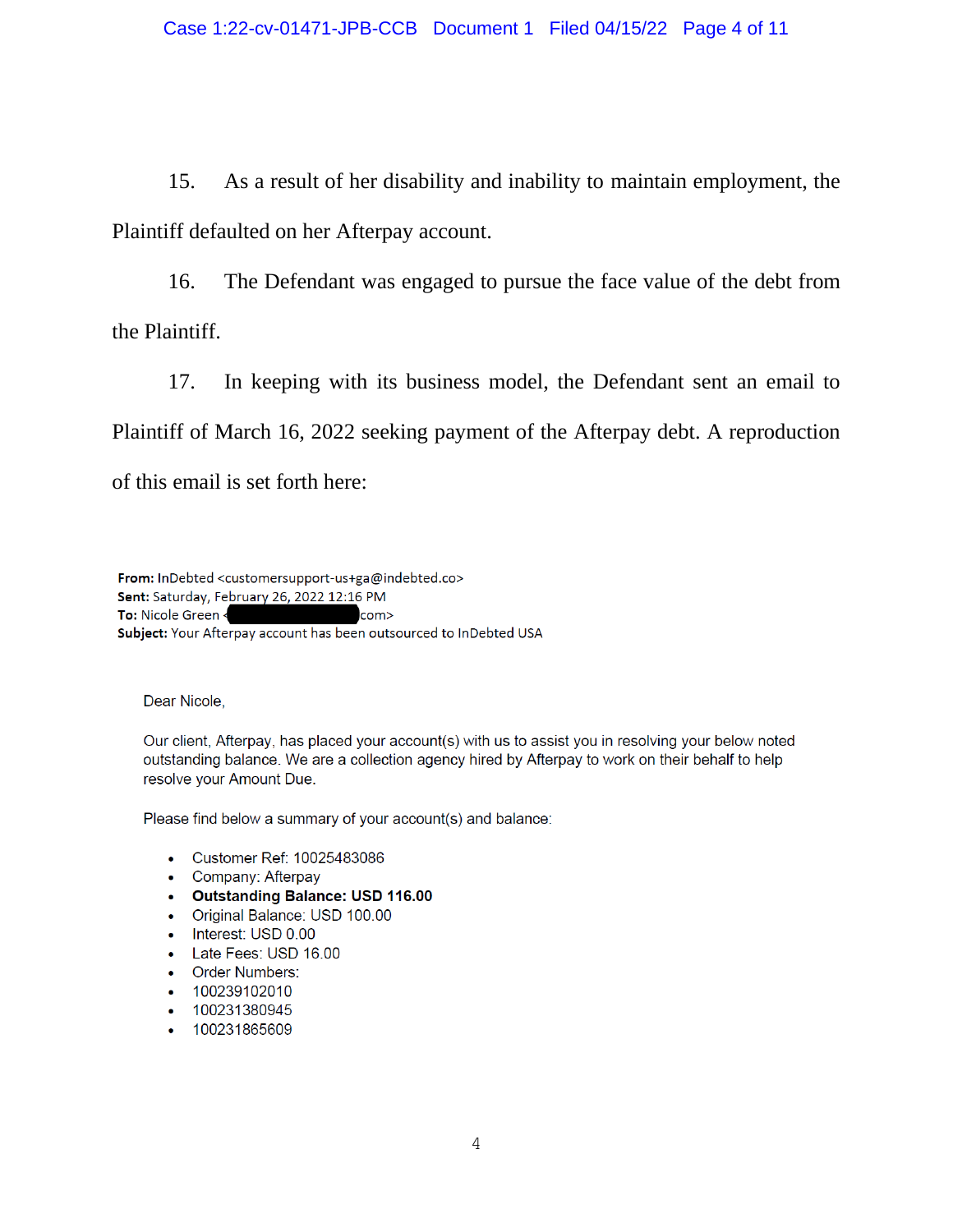15. As a result of her disability and inability to maintain employment, the Plaintiff defaulted on her Afterpay account.

16. The Defendant was engaged to pursue the face value of the debt from the Plaintiff.

17. In keeping with its business model, the Defendant sent an email to Plaintiff of March 16, 2022 seeking payment of the Afterpay debt. A reproduction of this email is set forth here:

**From:** InDebted <customersupport-us+ga@indebted.co>
**Sent:** Saturday, February 26, 2022 12:16 PM
**To:** Nicole Green <█████████████com>
**Subject:** Your Afterpay account has been outsourced to InDebted USA

Dear Nicole,

Our client, Afterpay, has placed your account(s) with us to assist you in resolving your below noted outstanding balance. We are a collection agency hired by Afterpay to work on their behalf to help resolve your Amount Due.

Please find below a summary of your account(s) and balance:

- Customer Ref: 10025483086
- Company: Afterpay
- **Outstanding Balance: USD 116.00**
- Original Balance: USD 100.00
- Interest: USD 0.00
- Late Fees: USD 16.00
- Order Numbers:
- 100239102010
- 100231380945
- 100231865609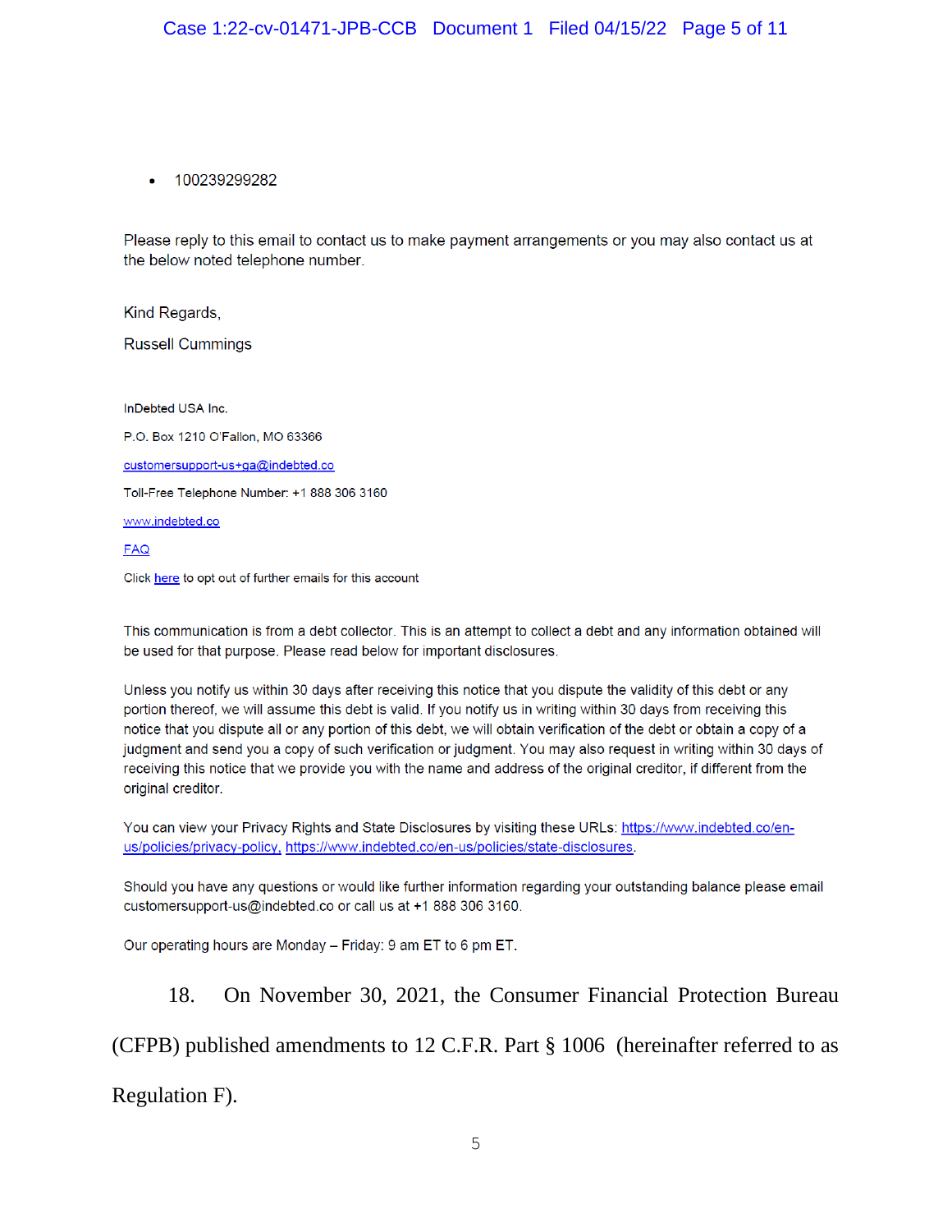- 100239299282

Please reply to this email to contact us to make payment arrangements or you may also contact us at the below noted telephone number.

Kind Regards,

Russell Cummings

InDebted USA Inc.

P.O. Box 1210 O'Fallon, MO 63366

customersupport-us+ga@indebted.co

Toll-Free Telephone Number: +1 888 306 3160

www.indebted.co

FAQ

Click here to opt out of further emails for this account

This communication is from a debt collector. This is an attempt to collect a debt and any information obtained will be used for that purpose. Please read below for important disclosures.

Unless you notify us within 30 days after receiving this notice that you dispute the validity of this debt or any portion thereof, we will assume this debt is valid. If you notify us in writing within 30 days from receiving this notice that you dispute all or any portion of this debt, we will obtain verification of the debt or obtain a copy of a judgment and send you a copy of such verification or judgment. You may also request in writing within 30 days of receiving this notice that we provide you with the name and address of the original creditor, if different from the original creditor.

You can view your Privacy Rights and State Disclosures by visiting these URLs: https://www.indebted.co/en-us/policies/privacy-policy, https://www.indebted.co/en-us/policies/state-disclosures.

Should you have any questions or would like further information regarding your outstanding balance please email customersupport-us@indebted.co or call us at +1 888 306 3160.

Our operating hours are Monday – Friday: 9 am ET to 6 pm ET.

18. On November 30, 2021, the Consumer Financial Protection Bureau (CFPB) published amendments to 12 C.F.R. Part § 1006 (hereinafter referred to as Regulation F).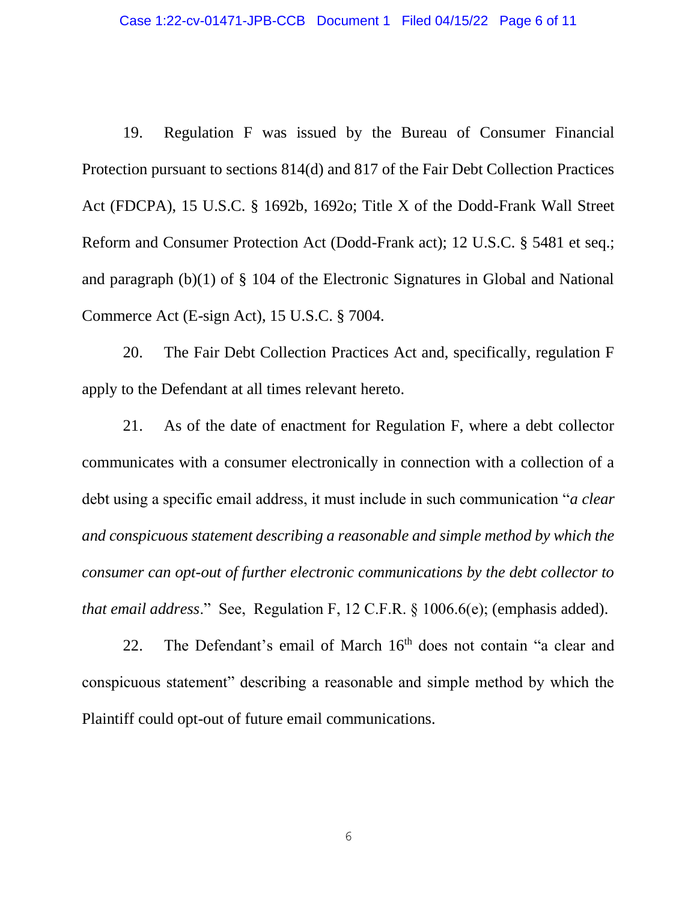19. Regulation F was issued by the Bureau of Consumer Financial Protection pursuant to sections 814(d) and 817 of the Fair Debt Collection Practices Act (FDCPA), 15 U.S.C. § 1692b, 1692o; Title X of the Dodd-Frank Wall Street Reform and Consumer Protection Act (Dodd-Frank act); 12 U.S.C. § 5481 et seq.; and paragraph (b)(1) of § 104 of the Electronic Signatures in Global and National Commerce Act (E-sign Act), 15 U.S.C. § 7004.

20. The Fair Debt Collection Practices Act and, specifically, regulation F apply to the Defendant at all times relevant hereto.

21. As of the date of enactment for Regulation F, where a debt collector communicates with a consumer electronically in connection with a collection of a debt using a specific email address, it must include in such communication "*a clear and conspicuous statement describing a reasonable and simple method by which the consumer can opt-out of further electronic communications by the debt collector to that email address*." See, Regulation F, 12 C.F.R. § 1006.6(e); (emphasis added).

22. The Defendant's email of March 16th does not contain "a clear and conspicuous statement" describing a reasonable and simple method by which the Plaintiff could opt-out of future email communications.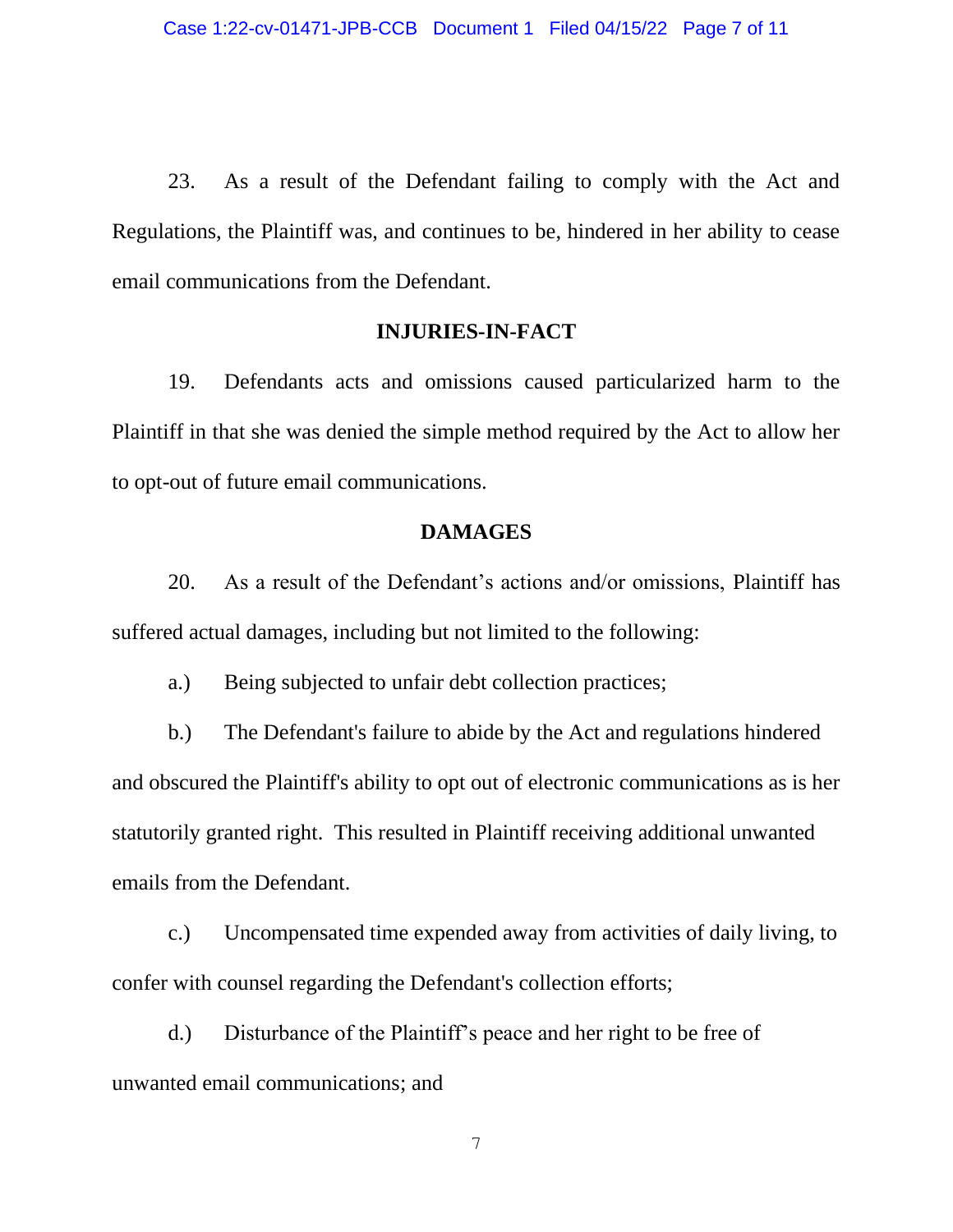23. As a result of the Defendant failing to comply with the Act and Regulations, the Plaintiff was, and continues to be, hindered in her ability to cease email communications from the Defendant.

## INJURIES-IN-FACT

19. Defendants acts and omissions caused particularized harm to the Plaintiff in that she was denied the simple method required by the Act to allow her to opt-out of future email communications.

## DAMAGES

20. As a result of the Defendant’s actions and/or omissions, Plaintiff has suffered actual damages, including but not limited to the following:

a.) Being subjected to unfair debt collection practices;

b.) The Defendant's failure to abide by the Act and regulations hindered and obscured the Plaintiff's ability to opt out of electronic communications as is her statutorily granted right. This resulted in Plaintiff receiving additional unwanted emails from the Defendant.

c.) Uncompensated time expended away from activities of daily living, to confer with counsel regarding the Defendant's collection efforts;

d.) Disturbance of the Plaintiff’s peace and her right to be free of unwanted email communications; and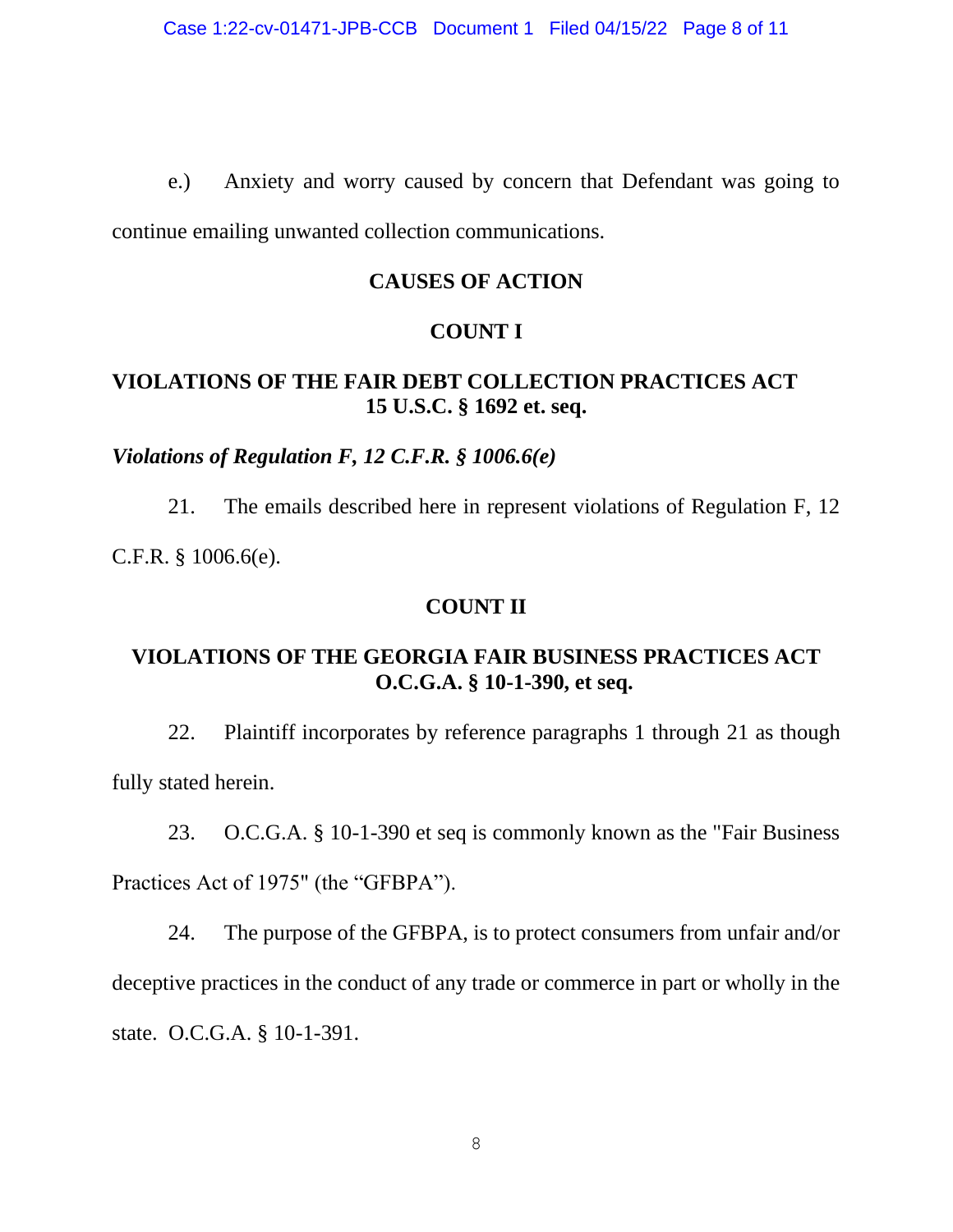e.) Anxiety and worry caused by concern that Defendant was going to continue emailing unwanted collection communications.

## CAUSES OF ACTION

### COUNT I

### VIOLATIONS OF THE FAIR DEBT COLLECTION PRACTICES ACT 15 U.S.C. § 1692 et. seq.

***Violations of Regulation F, 12 C.F.R. § 1006.6(e)***

21. The emails described here in represent violations of Regulation F, 12 C.F.R. § 1006.6(e).

### COUNT II

### VIOLATIONS OF THE GEORGIA FAIR BUSINESS PRACTICES ACT O.C.G.A. § 10-1-390, et seq.

22. Plaintiff incorporates by reference paragraphs 1 through 21 as though fully stated herein.

23. O.C.G.A. § 10-1-390 et seq is commonly known as the "Fair Business Practices Act of 1975" (the "GFBPA").

24. The purpose of the GFBPA, is to protect consumers from unfair and/or deceptive practices in the conduct of any trade or commerce in part or wholly in the state. O.C.G.A. § 10-1-391.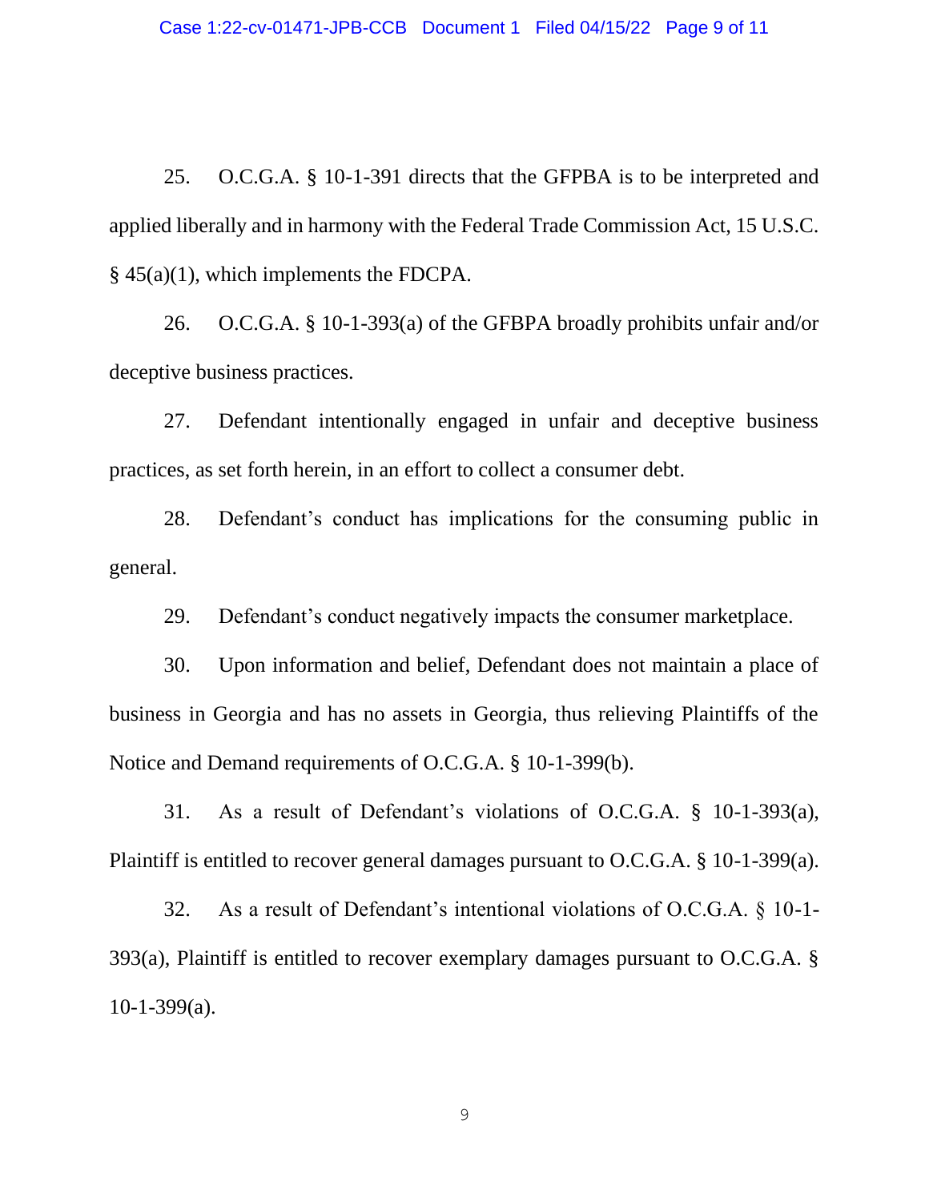25. O.C.G.A. § 10-1-391 directs that the GFPBA is to be interpreted and applied liberally and in harmony with the Federal Trade Commission Act, 15 U.S.C. § 45(a)(1), which implements the FDCPA.

26. O.C.G.A. § 10-1-393(a) of the GFBPA broadly prohibits unfair and/or deceptive business practices.

27. Defendant intentionally engaged in unfair and deceptive business practices, as set forth herein, in an effort to collect a consumer debt.

28. Defendant's conduct has implications for the consuming public in general.

29. Defendant's conduct negatively impacts the consumer marketplace.

30. Upon information and belief, Defendant does not maintain a place of business in Georgia and has no assets in Georgia, thus relieving Plaintiffs of the Notice and Demand requirements of O.C.G.A. § 10-1-399(b).

31. As a result of Defendant's violations of O.C.G.A. § 10-1-393(a), Plaintiff is entitled to recover general damages pursuant to O.C.G.A. § 10-1-399(a).

32. As a result of Defendant's intentional violations of O.C.G.A. § 10-1-393(a), Plaintiff is entitled to recover exemplary damages pursuant to O.C.G.A. § 10-1-399(a).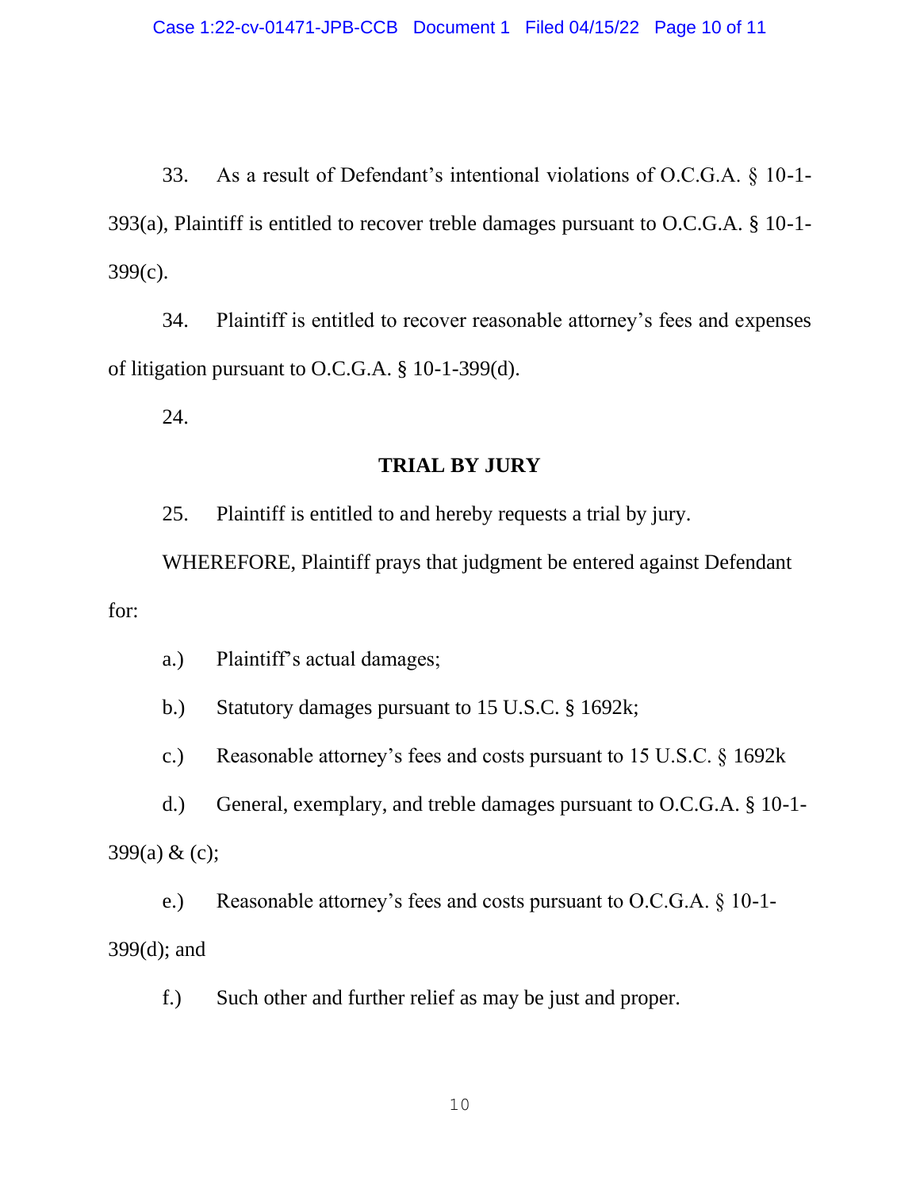33. As a result of Defendant's intentional violations of O.C.G.A. § 10-1-393(a), Plaintiff is entitled to recover treble damages pursuant to O.C.G.A. § 10-1-399(c).

34. Plaintiff is entitled to recover reasonable attorney's fees and expenses of litigation pursuant to O.C.G.A. § 10-1-399(d).

24.

**TRIAL BY JURY**

25. Plaintiff is entitled to and hereby requests a trial by jury.

WHEREFORE, Plaintiff prays that judgment be entered against Defendant for:

a.) Plaintiff's actual damages;

b.) Statutory damages pursuant to 15 U.S.C. § 1692k;

c.) Reasonable attorney's fees and costs pursuant to 15 U.S.C. § 1692k

d.) General, exemplary, and treble damages pursuant to O.C.G.A. § 10-1-399(a) & (c);

e.) Reasonable attorney's fees and costs pursuant to O.C.G.A. § 10-1-399(d); and

f.) Such other and further relief as may be just and proper.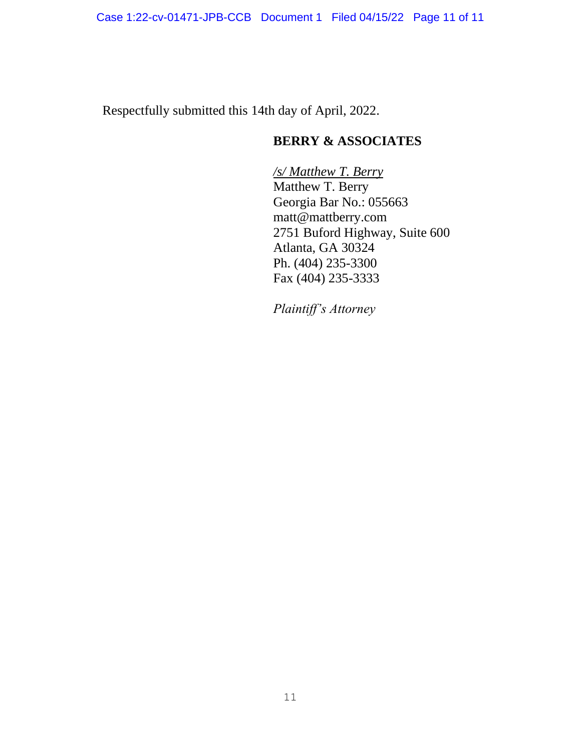Respectfully submitted this 14th day of April, 2022.

**BERRY & ASSOCIATES**

*/s/ Matthew T. Berry*
Matthew T. Berry
Georgia Bar No.: 055663
matt@mattberry.com
2751 Buford Highway, Suite 600
Atlanta, GA 30324
Ph. (404) 235-3300
Fax (404) 235-3333

*Plaintiff's Attorney*